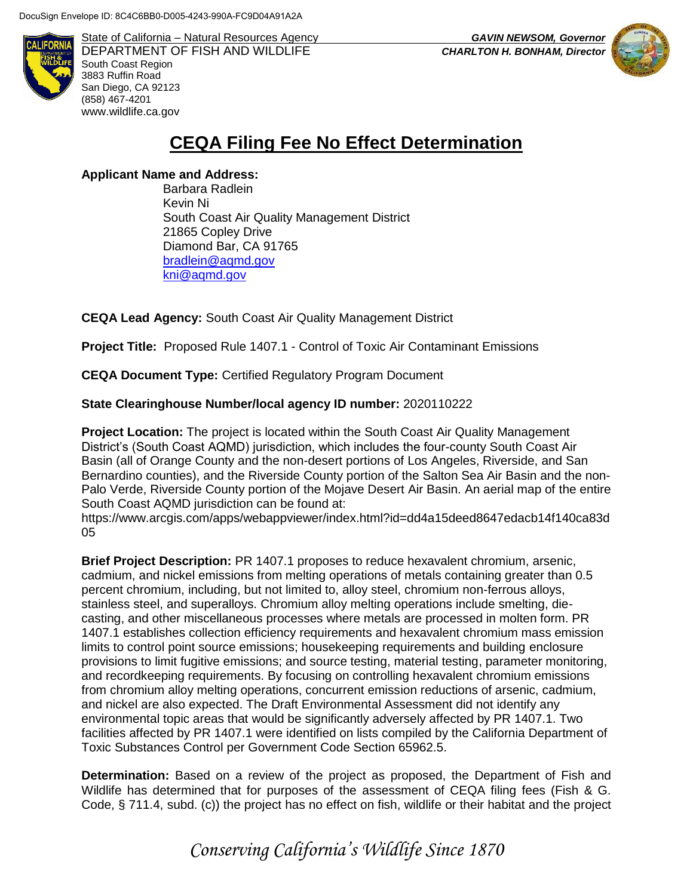DocuSign Envelope ID: 8C4C6BB0-D005-4243-990A-FC9D04A91A2A

State of California – Natural Resources Agency
DEPARTMENT OF FISH AND WILDLIFE
South Coast Region
3883 Ruffin Road
San Diego, CA 92123
(858) 467-4201
www.wildlife.ca.gov

*GAVIN NEWSOM, Governor*
*CHARLTON H. BONHAM, Director*

# CEQA Filing Fee No Effect Determination

**Applicant Name and Address:**

Barbara Radlein
Kevin Ni
South Coast Air Quality Management District
21865 Copley Drive
Diamond Bar, CA 91765
bradlein@aqmd.gov
kni@aqmd.gov

**CEQA Lead Agency:** South Coast Air Quality Management District

**Project Title:** Proposed Rule 1407.1 - Control of Toxic Air Contaminant Emissions

**CEQA Document Type:** Certified Regulatory Program Document

**State Clearinghouse Number/local agency ID number:** 2020110222

**Project Location:** The project is located within the South Coast Air Quality Management District's (South Coast AQMD) jurisdiction, which includes the four-county South Coast Air Basin (all of Orange County and the non-desert portions of Los Angeles, Riverside, and San Bernardino counties), and the Riverside County portion of the Salton Sea Air Basin and the non-Palo Verde, Riverside County portion of the Mojave Desert Air Basin. An aerial map of the entire South Coast AQMD jurisdiction can be found at:
https://www.arcgis.com/apps/webappviewer/index.html?id=dd4a15deed8647edacb14f140ca83d05

**Brief Project Description:** PR 1407.1 proposes to reduce hexavalent chromium, arsenic, cadmium, and nickel emissions from melting operations of metals containing greater than 0.5 percent chromium, including, but not limited to, alloy steel, chromium non-ferrous alloys, stainless steel, and superalloys. Chromium alloy melting operations include smelting, die-casting, and other miscellaneous processes where metals are processed in molten form. PR 1407.1 establishes collection efficiency requirements and hexavalent chromium mass emission limits to control point source emissions; housekeeping requirements and building enclosure provisions to limit fugitive emissions; and source testing, material testing, parameter monitoring, and recordkeeping requirements. By focusing on controlling hexavalent chromium emissions from chromium alloy melting operations, concurrent emission reductions of arsenic, cadmium, and nickel are also expected. The Draft Environmental Assessment did not identify any environmental topic areas that would be significantly adversely affected by PR 1407.1. Two facilities affected by PR 1407.1 were identified on lists compiled by the California Department of Toxic Substances Control per Government Code Section 65962.5.

**Determination:** Based on a review of the project as proposed, the Department of Fish and Wildlife has determined that for purposes of the assessment of CEQA filing fees (Fish & G. Code, § 711.4, subd. (c)) the project has no effect on fish, wildlife or their habitat and the project

*Conserving California's Wildlife Since 1870*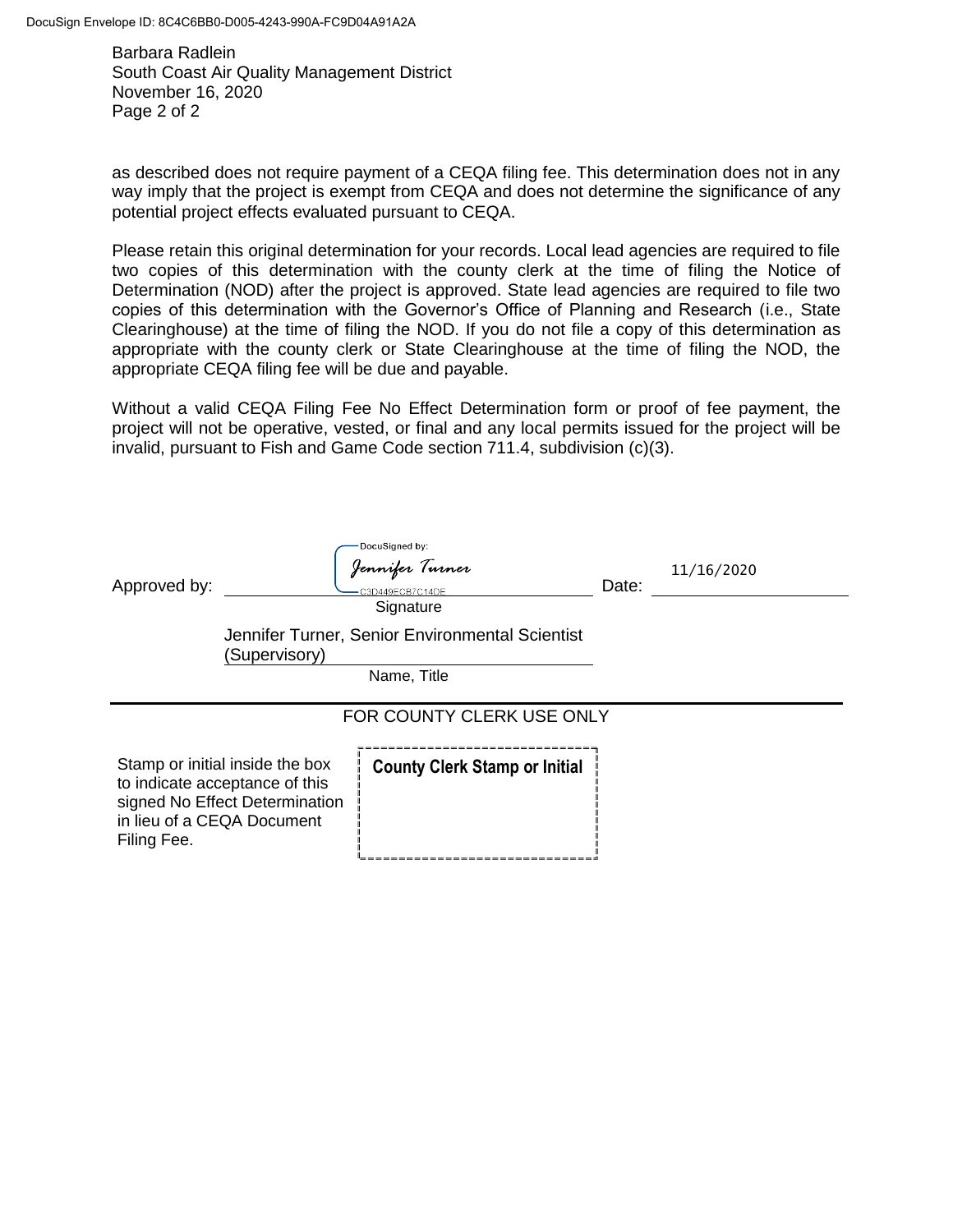as described does not require payment of a CEQA filing fee. This determination does not in any way imply that the project is exempt from CEQA and does not determine the significance of any potential project effects evaluated pursuant to CEQA.

Please retain this original determination for your records. Local lead agencies are required to file two copies of this determination with the county clerk at the time of filing the Notice of Determination (NOD) after the project is approved. State lead agencies are required to file two copies of this determination with the Governor's Office of Planning and Research (i.e., State Clearinghouse) at the time of filing the NOD. If you do not file a copy of this determination as appropriate with the county clerk or State Clearinghouse at the time of filing the NOD, the appropriate CEQA filing fee will be due and payable.

Without a valid CEQA Filing Fee No Effect Determination form or proof of fee payment, the project will not be operative, vested, or final and any local permits issued for the project will be invalid, pursuant to Fish and Game Code section 711.4, subdivision (c)(3).

Approved by: DocuSigned by: Jennifer Turner C3D449ECB7C14DE Date: 11/16/2020

Signature

Jennifer Turner, Senior Environmental Scientist (Supervisory)

Name, Title

FOR COUNTY CLERK USE ONLY

Stamp or initial inside the box to indicate acceptance of this signed No Effect Determination in lieu of a CEQA Document Filing Fee.

**County Clerk Stamp or Initial**